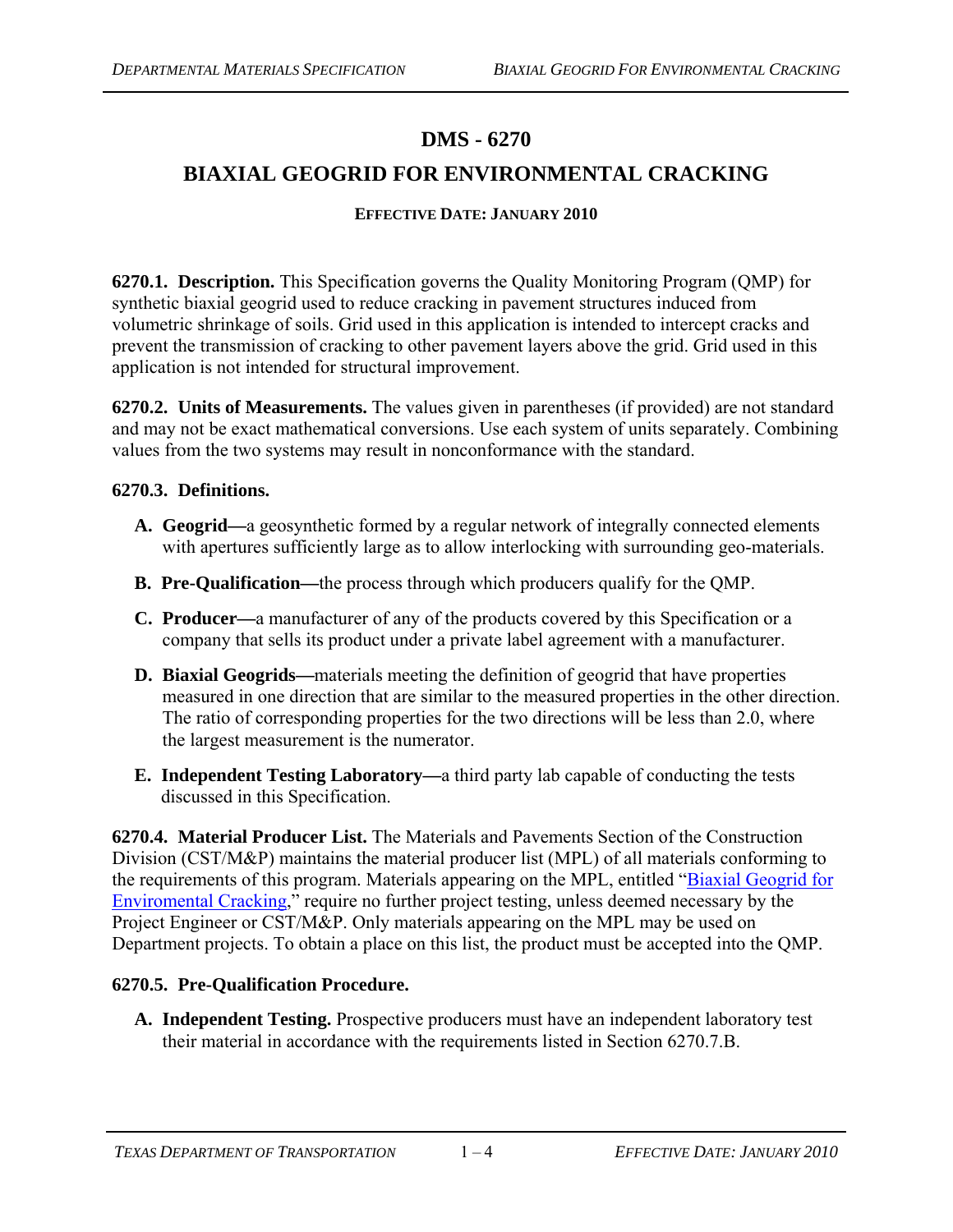# DMS - 6270

## BIAXIAL GEOGRID FOR ENVIRONMENTAL CRACKING

**EFFECTIVE DATE: JANUARY 2010**

**6270.1. Description.** This Specification governs the Quality Monitoring Program (QMP) for synthetic biaxial geogrid used to reduce cracking in pavement structures induced from volumetric shrinkage of soils. Grid used in this application is intended to intercept cracks and prevent the transmission of cracking to other pavement layers above the grid. Grid used in this application is not intended for structural improvement.

**6270.2. Units of Measurements.** The values given in parentheses (if provided) are not standard and may not be exact mathematical conversions. Use each system of units separately. Combining values from the two systems may result in nonconformance with the standard.

**6270.3. Definitions.**

**A. Geogrid—**a geosynthetic formed by a regular network of integrally connected elements with apertures sufficiently large as to allow interlocking with surrounding geo-materials.

**B. Pre-Qualification—**the process through which producers qualify for the QMP.

**C. Producer—**a manufacturer of any of the products covered by this Specification or a company that sells its product under a private label agreement with a manufacturer.

**D. Biaxial Geogrids—**materials meeting the definition of geogrid that have properties measured in one direction that are similar to the measured properties in the other direction. The ratio of corresponding properties for the two directions will be less than 2.0, where the largest measurement is the numerator.

**E. Independent Testing Laboratory—**a third party lab capable of conducting the tests discussed in this Specification.

**6270.4. Material Producer List.** The Materials and Pavements Section of the Construction Division (CST/M&P) maintains the material producer list (MPL) of all materials conforming to the requirements of this program. Materials appearing on the MPL, entitled "Biaxial Geogrid for Enviromental Cracking," require no further project testing, unless deemed necessary by the Project Engineer or CST/M&P. Only materials appearing on the MPL may be used on Department projects. To obtain a place on this list, the product must be accepted into the QMP.

**6270.5. Pre-Qualification Procedure.**

**A. Independent Testing.** Prospective producers must have an independent laboratory test their material in accordance with the requirements listed in Section 6270.7.B.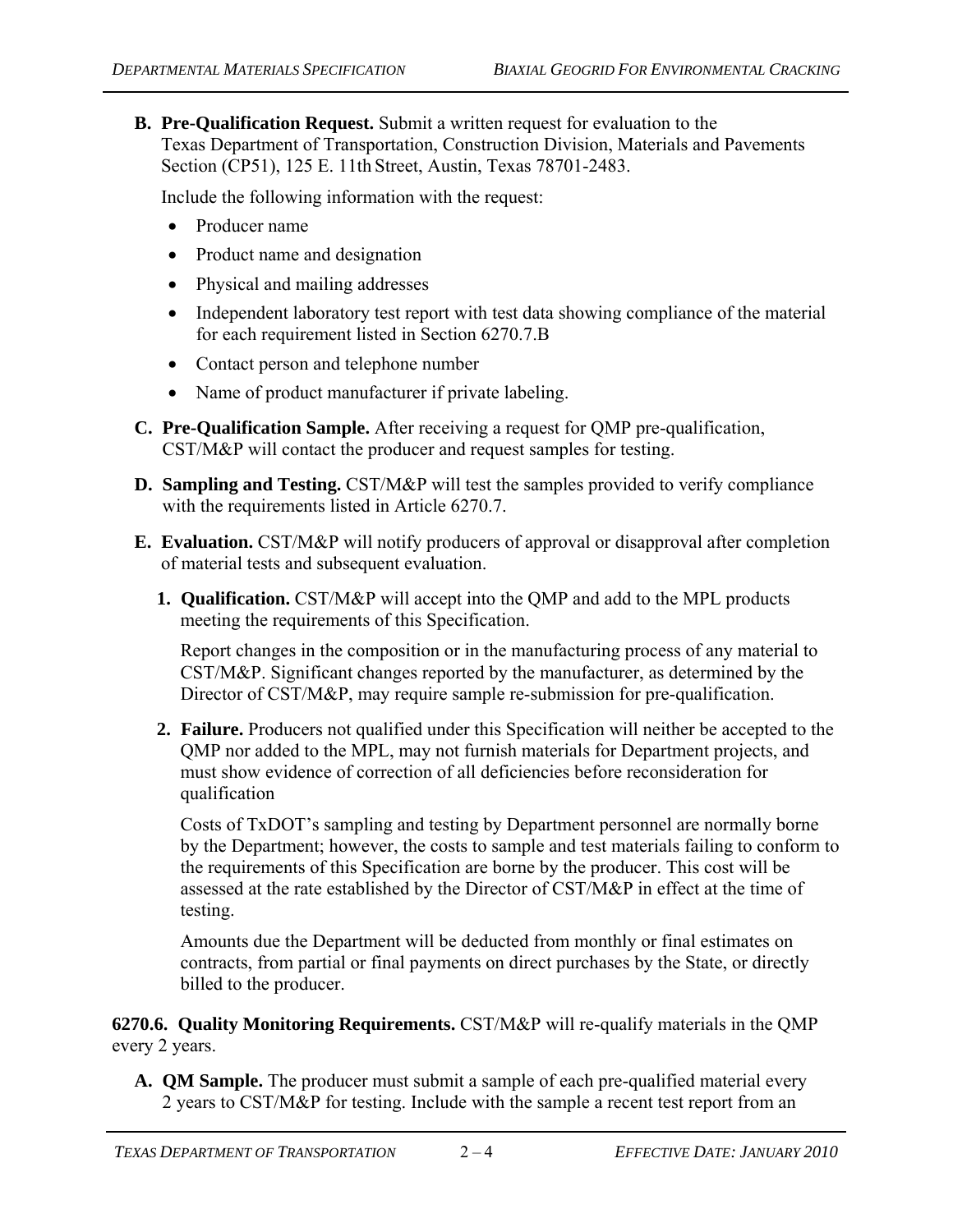**B. Pre-Qualification Request.** Submit a written request for evaluation to the Texas Department of Transportation, Construction Division, Materials and Pavements Section (CP51), 125 E. 11th Street, Austin, Texas 78701-2483.

Include the following information with the request:

- Producer name
- Product name and designation
- Physical and mailing addresses
- Independent laboratory test report with test data showing compliance of the material for each requirement listed in Section 6270.7.B
- Contact person and telephone number
- Name of product manufacturer if private labeling.

**C. Pre-Qualification Sample.** After receiving a request for QMP pre-qualification, CST/M&P will contact the producer and request samples for testing.

**D. Sampling and Testing.** CST/M&P will test the samples provided to verify compliance with the requirements listed in Article 6270.7.

**E. Evaluation.** CST/M&P will notify producers of approval or disapproval after completion of material tests and subsequent evaluation.

**1. Qualification.** CST/M&P will accept into the QMP and add to the MPL products meeting the requirements of this Specification.

Report changes in the composition or in the manufacturing process of any material to CST/M&P. Significant changes reported by the manufacturer, as determined by the Director of CST/M&P, may require sample re-submission for pre-qualification.

**2. Failure.** Producers not qualified under this Specification will neither be accepted to the QMP nor added to the MPL, may not furnish materials for Department projects, and must show evidence of correction of all deficiencies before reconsideration for qualification

Costs of TxDOT's sampling and testing by Department personnel are normally borne by the Department; however, the costs to sample and test materials failing to conform to the requirements of this Specification are borne by the producer. This cost will be assessed at the rate established by the Director of CST/M&P in effect at the time of testing.

Amounts due the Department will be deducted from monthly or final estimates on contracts, from partial or final payments on direct purchases by the State, or directly billed to the producer.

**6270.6. Quality Monitoring Requirements.** CST/M&P will re-qualify materials in the QMP every 2 years.

**A. QM Sample.** The producer must submit a sample of each pre-qualified material every 2 years to CST/M&P for testing. Include with the sample a recent test report from an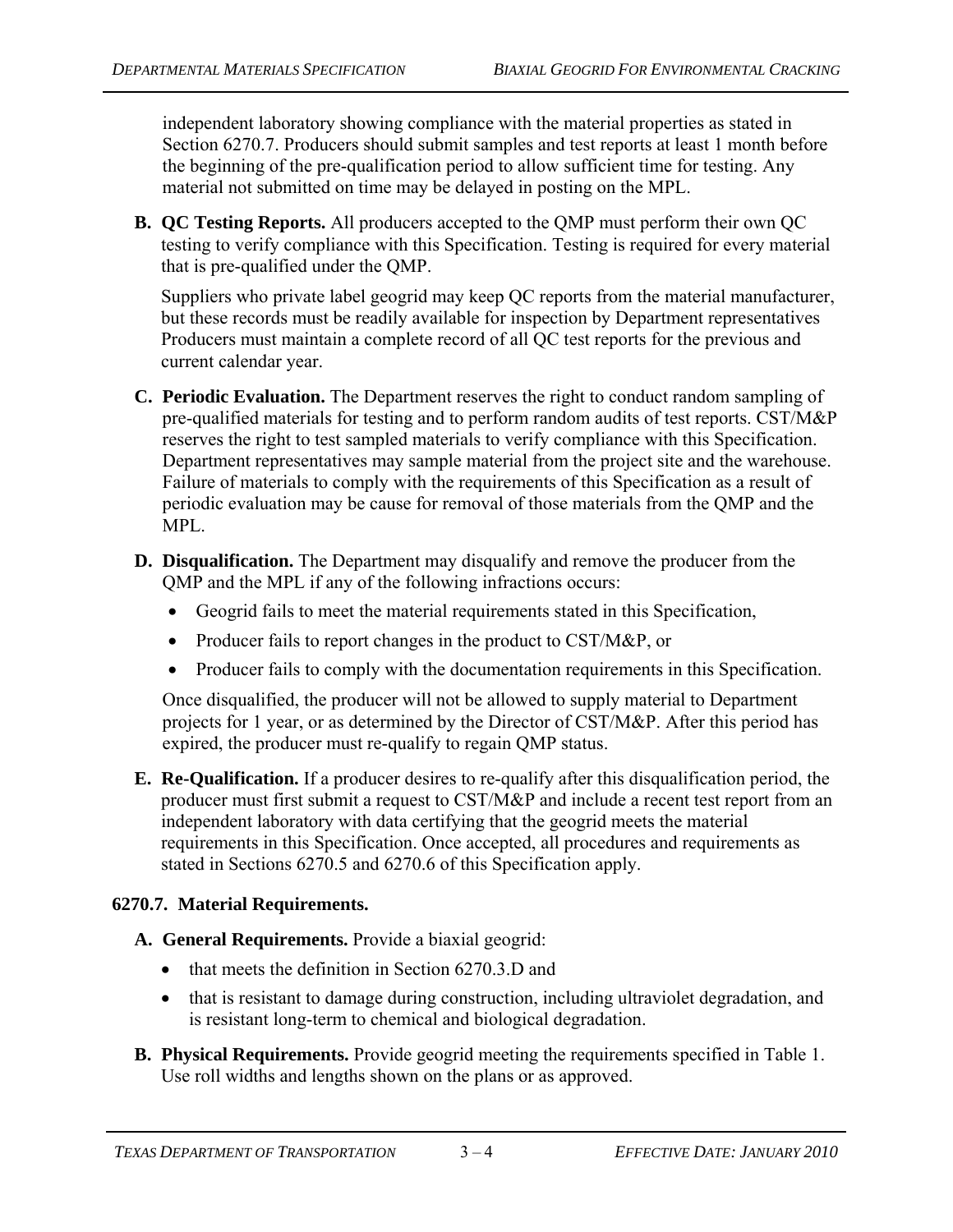independent laboratory showing compliance with the material properties as stated in Section 6270.7. Producers should submit samples and test reports at least 1 month before the beginning of the pre-qualification period to allow sufficient time for testing. Any material not submitted on time may be delayed in posting on the MPL.

**B. QC Testing Reports.** All producers accepted to the QMP must perform their own QC testing to verify compliance with this Specification. Testing is required for every material that is pre-qualified under the QMP.

Suppliers who private label geogrid may keep QC reports from the material manufacturer, but these records must be readily available for inspection by Department representatives Producers must maintain a complete record of all QC test reports for the previous and current calendar year.

**C. Periodic Evaluation.** The Department reserves the right to conduct random sampling of pre-qualified materials for testing and to perform random audits of test reports. CST/M&P reserves the right to test sampled materials to verify compliance with this Specification. Department representatives may sample material from the project site and the warehouse. Failure of materials to comply with the requirements of this Specification as a result of periodic evaluation may be cause for removal of those materials from the QMP and the MPL.

**D. Disqualification.** The Department may disqualify and remove the producer from the QMP and the MPL if any of the following infractions occurs:

- Geogrid fails to meet the material requirements stated in this Specification,
- Producer fails to report changes in the product to CST/M&P, or
- Producer fails to comply with the documentation requirements in this Specification.

Once disqualified, the producer will not be allowed to supply material to Department projects for 1 year, or as determined by the Director of CST/M&P. After this period has expired, the producer must re-qualify to regain QMP status.

**E. Re-Qualification.** If a producer desires to re-qualify after this disqualification period, the producer must first submit a request to CST/M&P and include a recent test report from an independent laboratory with data certifying that the geogrid meets the material requirements in this Specification. Once accepted, all procedures and requirements as stated in Sections 6270.5 and 6270.6 of this Specification apply.

## 6270.7. Material Requirements.

**A. General Requirements.** Provide a biaxial geogrid:

- that meets the definition in Section 6270.3.D and
- that is resistant to damage during construction, including ultraviolet degradation, and is resistant long-term to chemical and biological degradation.

**B. Physical Requirements.** Provide geogrid meeting the requirements specified in Table 1. Use roll widths and lengths shown on the plans or as approved.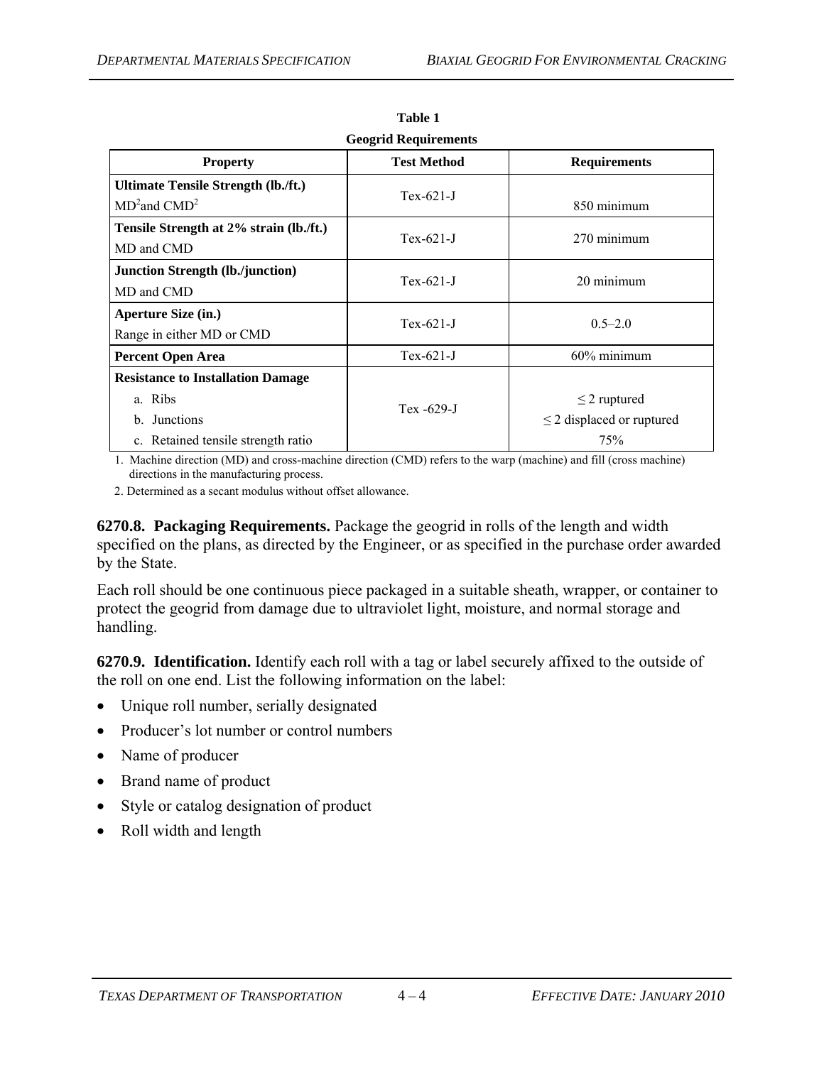**Table 1**
**Geogrid Requirements**

| Property | Test Method | Requirements |
|---|---|---|
| **Ultimate Tensile Strength (lb./ft.)** MD[2]and CMD[2] | Tex-621-J | 850 minimum |
| **Tensile Strength at 2% strain (lb./ft.)** MD and CMD | Tex-621-J | 270 minimum |
| **Junction Strength (lb./junction)** MD and CMD | Tex-621-J | 20 minimum |
| **Aperture Size (in.)** Range in either MD or CMD | Tex-621-J | 0.5–2.0 |
| **Percent Open Area** | Tex-621-J | 60% minimum |
| **Resistance to Installation Damage** a. Ribs b. Junctions c. Retained tensile strength ratio | Tex -629-J | ≤ 2 ruptured ≤ 2 displaced or ruptured 75% |

1. Machine direction (MD) and cross-machine direction (CMD) refers to the warp (machine) and fill (cross machine) directions in the manufacturing process.

2. Determined as a secant modulus without offset allowance.

**6270.8. Packaging Requirements.** Package the geogrid in rolls of the length and width specified on the plans, as directed by the Engineer, or as specified in the purchase order awarded by the State.

Each roll should be one continuous piece packaged in a suitable sheath, wrapper, or container to protect the geogrid from damage due to ultraviolet light, moisture, and normal storage and handling.

**6270.9. Identification.** Identify each roll with a tag or label securely affixed to the outside of the roll on one end. List the following information on the label:

- Unique roll number, serially designated
- Producer's lot number or control numbers
- Name of producer
- Brand name of product
- Style or catalog designation of product
- Roll width and length